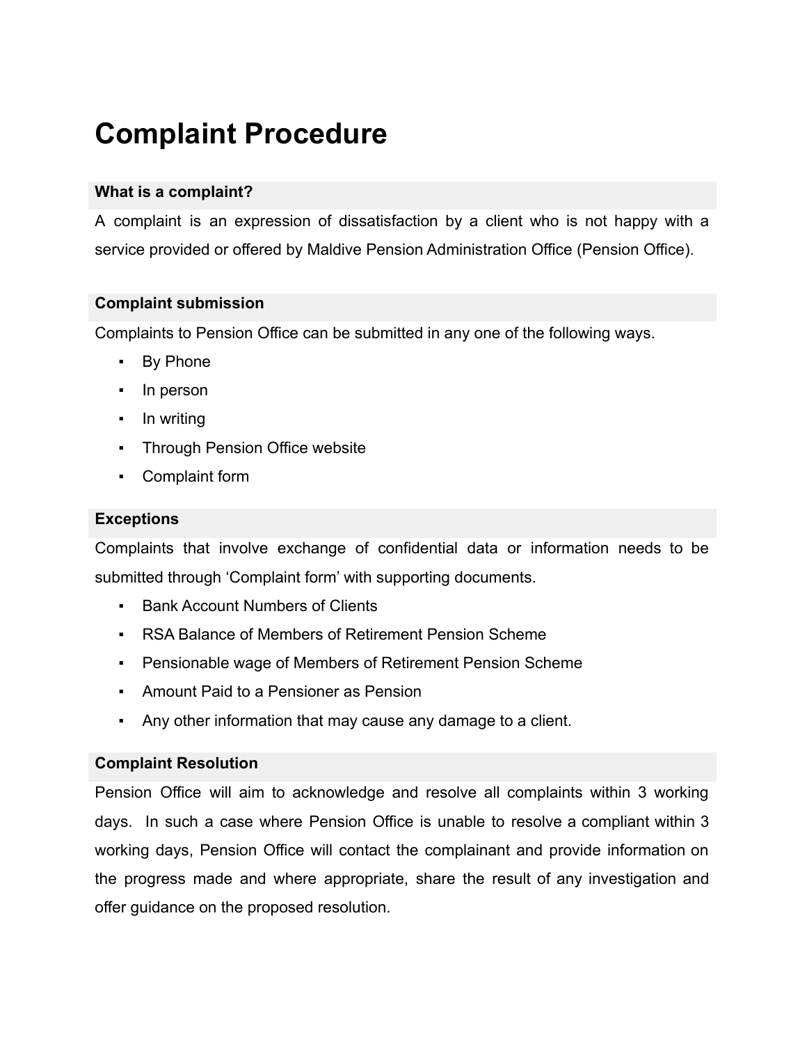# Complaint Procedure

## What is a complaint?

A complaint is an expression of dissatisfaction by a client who is not happy with a service provided or offered by Maldive Pension Administration Office (Pension Office).

## Complaint submission

Complaints to Pension Office can be submitted in any one of the following ways.

- By Phone
- In person
- In writing
- Through Pension Office website
- Complaint form

## Exceptions

Complaints that involve exchange of confidential data or information needs to be submitted through 'Complaint form' with supporting documents.

- Bank Account Numbers of Clients
- RSA Balance of Members of Retirement Pension Scheme
- Pensionable wage of Members of Retirement Pension Scheme
- Amount Paid to a Pensioner as Pension
- Any other information that may cause any damage to a client.

## Complaint Resolution

Pension Office will aim to acknowledge and resolve all complaints within 3 working days. In such a case where Pension Office is unable to resolve a compliant within 3 working days, Pension Office will contact the complainant and provide information on the progress made and where appropriate, share the result of any investigation and offer guidance on the proposed resolution.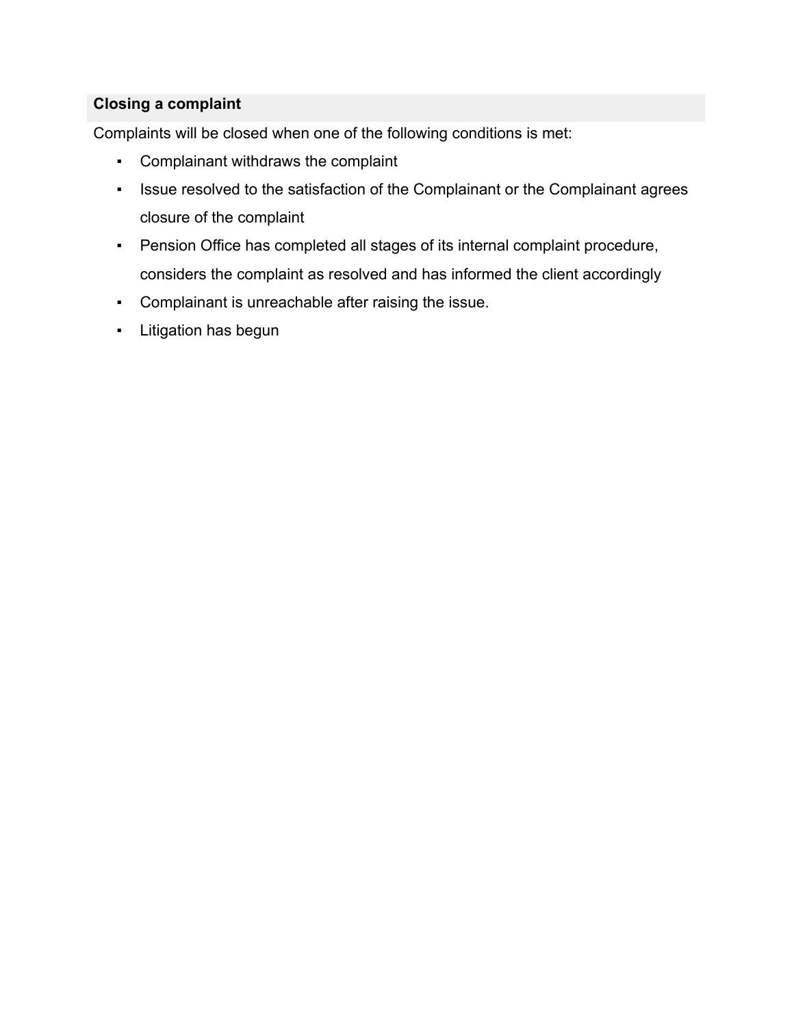## Closing a complaint

Complaints will be closed when one of the following conditions is met:

- Complainant withdraws the complaint
- Issue resolved to the satisfaction of the Complainant or the Complainant agrees closure of the complaint
- Pension Office has completed all stages of its internal complaint procedure, considers the complaint as resolved and has informed the client accordingly
- Complainant is unreachable after raising the issue.
- Litigation has begun